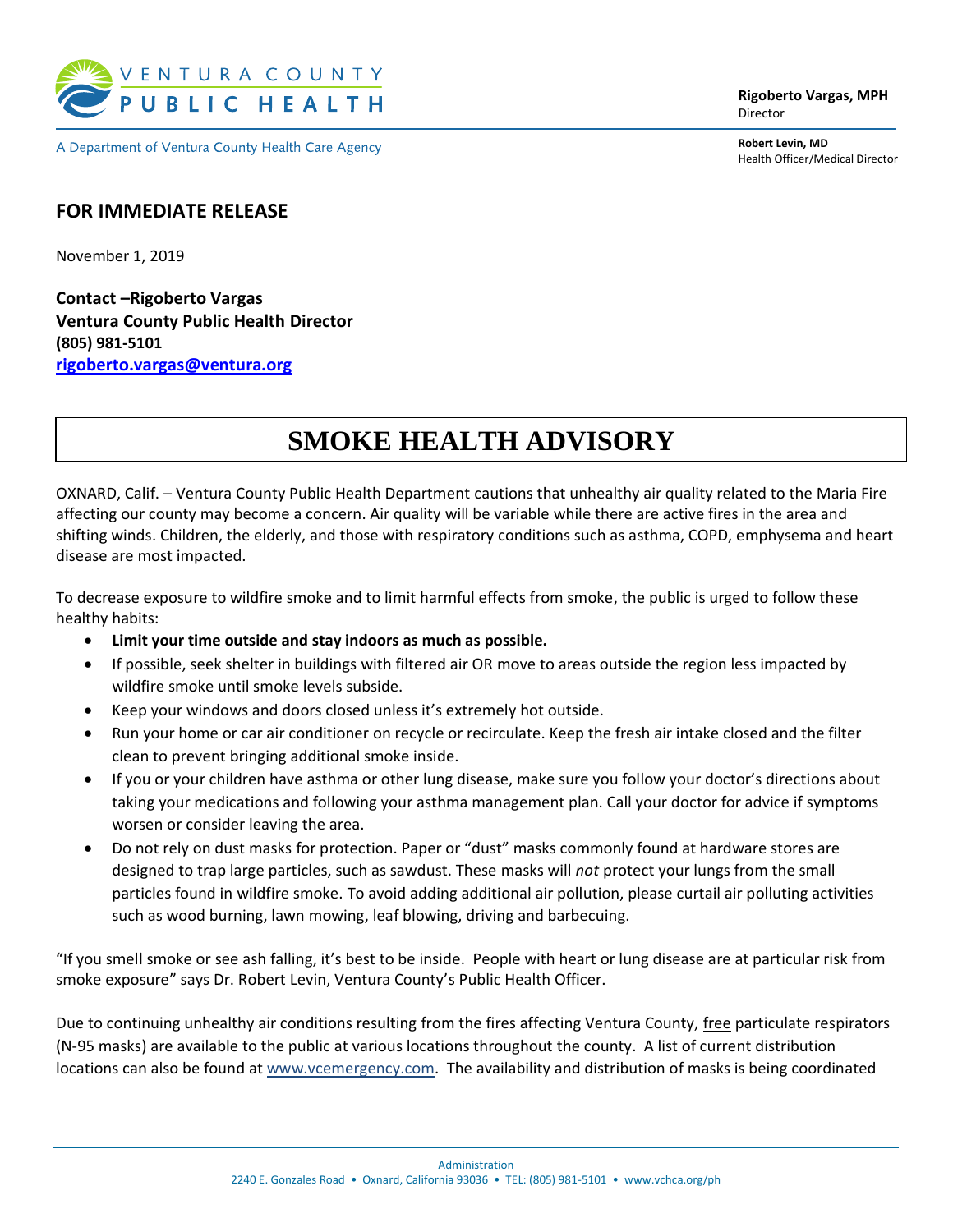VENTURA COUNTY
PUBLIC HEALTH

A Department of Ventura County Health Care Agency

**Rigoberto Vargas, MPH**
Director

**Robert Levin, MD**
Health Officer/Medical Director

## FOR IMMEDIATE RELEASE

November 1, 2019

**Contact –Rigoberto Vargas**
**Ventura County Public Health Director**
**(805) 981-5101**
**rigoberto.vargas@ventura.org**

# SMOKE HEALTH ADVISORY

OXNARD, Calif. – Ventura County Public Health Department cautions that unhealthy air quality related to the Maria Fire affecting our county may become a concern. Air quality will be variable while there are active fires in the area and shifting winds. Children, the elderly, and those with respiratory conditions such as asthma, COPD, emphysema and heart disease are most impacted.

To decrease exposure to wildfire smoke and to limit harmful effects from smoke, the public is urged to follow these healthy habits:

- **Limit your time outside and stay indoors as much as possible.**
- If possible, seek shelter in buildings with filtered air OR move to areas outside the region less impacted by wildfire smoke until smoke levels subside.
- Keep your windows and doors closed unless it's extremely hot outside.
- Run your home or car air conditioner on recycle or recirculate. Keep the fresh air intake closed and the filter clean to prevent bringing additional smoke inside.
- If you or your children have asthma or other lung disease, make sure you follow your doctor's directions about taking your medications and following your asthma management plan. Call your doctor for advice if symptoms worsen or consider leaving the area.
- Do not rely on dust masks for protection. Paper or "dust" masks commonly found at hardware stores are designed to trap large particles, such as sawdust. These masks will *not* protect your lungs from the small particles found in wildfire smoke. To avoid adding additional air pollution, please curtail air polluting activities such as wood burning, lawn mowing, leaf blowing, driving and barbecuing.

"If you smell smoke or see ash falling, it's best to be inside. People with heart or lung disease are at particular risk from smoke exposure" says Dr. Robert Levin, Ventura County's Public Health Officer.

Due to continuing unhealthy air conditions resulting from the fires affecting Ventura County, free particulate respirators (N-95 masks) are available to the public at various locations throughout the county. A list of current distribution locations can also be found at www.vcemergency.com. The availability and distribution of masks is being coordinated

Administration
2240 E. Gonzales Road • Oxnard, California 93036 • TEL: (805) 981-5101 • www.vchca.org/ph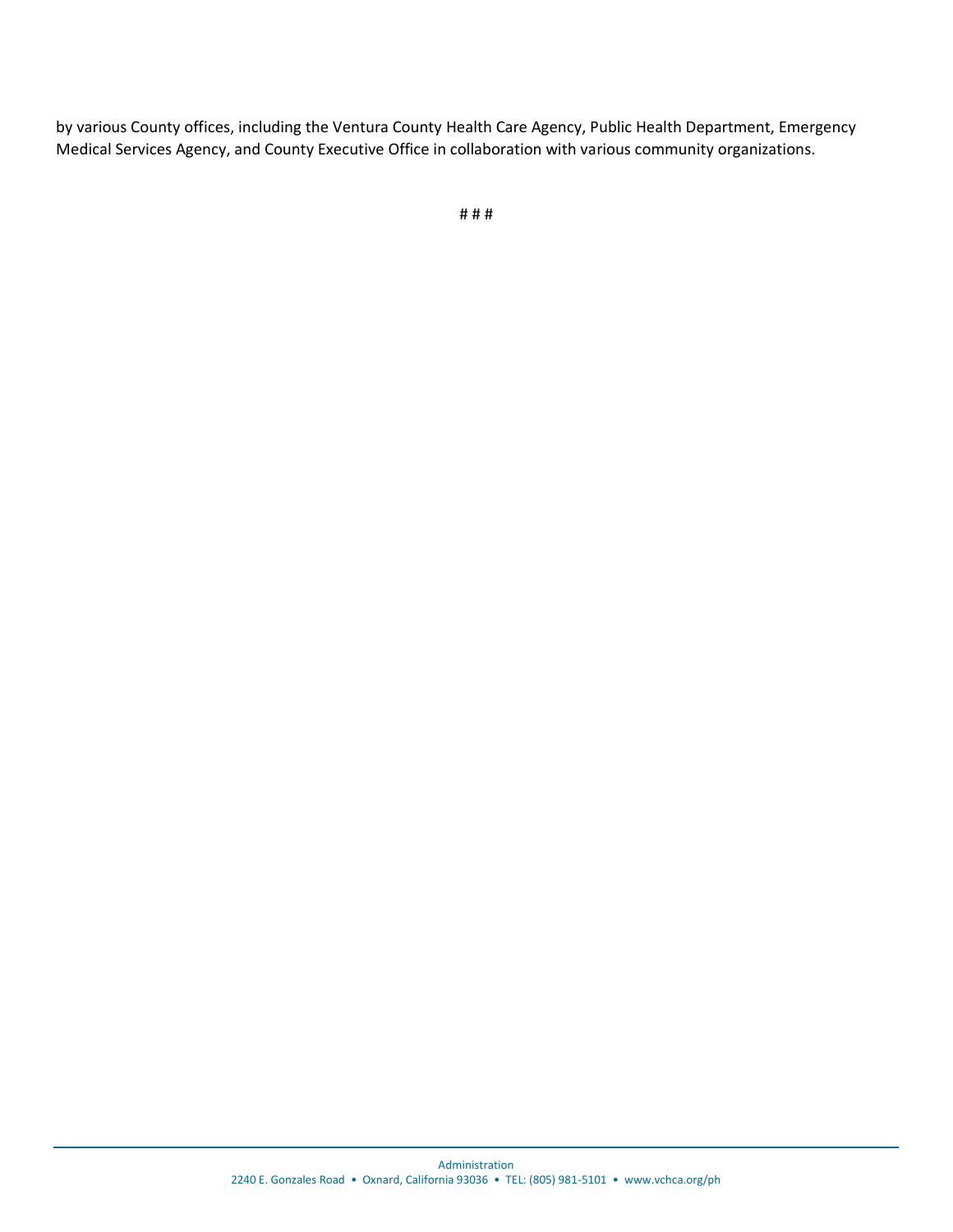by various County offices, including the Ventura County Health Care Agency, Public Health Department, Emergency Medical Services Agency, and County Executive Office in collaboration with various community organizations.

# # #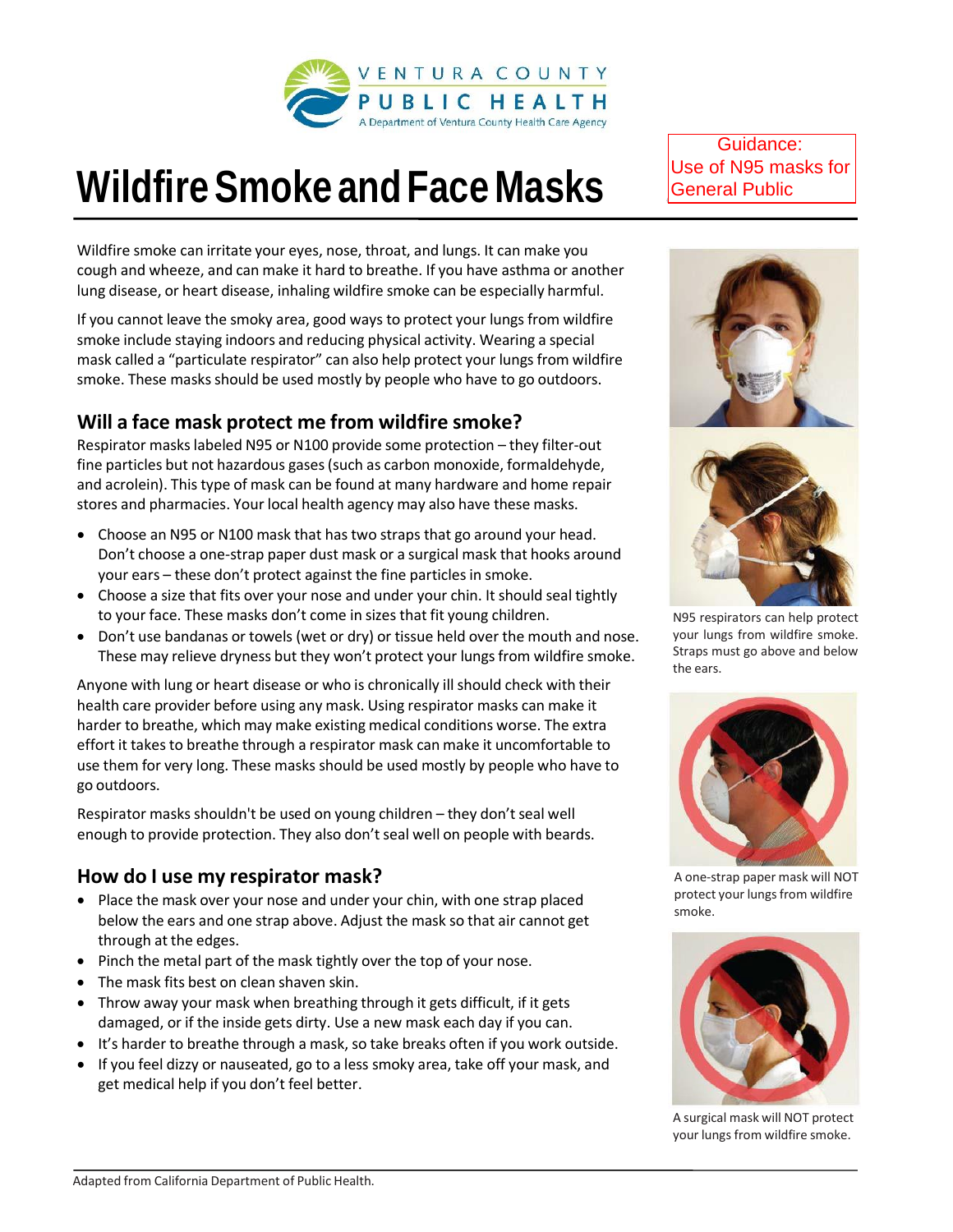VENTURA COUNTY PUBLIC HEALTH
A Department of Ventura County Health Care Agency

# Wildfire Smoke and Face Masks

Guidance: Use of N95 masks for General Public

Wildfire smoke can irritate your eyes, nose, throat, and lungs. It can make you cough and wheeze, and can make it hard to breathe. If you have asthma or another lung disease, or heart disease, inhaling wildfire smoke can be especially harmful.

If you cannot leave the smoky area, good ways to protect your lungs from wildfire smoke include staying indoors and reducing physical activity. Wearing a special mask called a "particulate respirator" can also help protect your lungs from wildfire smoke. These masks should be used mostly by people who have to go outdoors.

## Will a face mask protect me from wildfire smoke?

Respirator masks labeled N95 or N100 provide some protection – they filter-out fine particles but not hazardous gases (such as carbon monoxide, formaldehyde, and acrolein). This type of mask can be found at many hardware and home repair stores and pharmacies. Your local health agency may also have these masks.

- Choose an N95 or N100 mask that has two straps that go around your head. Don't choose a one-strap paper dust mask or a surgical mask that hooks around your ears – these don't protect against the fine particles in smoke.
- Choose a size that fits over your nose and under your chin. It should seal tightly to your face. These masks don't come in sizes that fit young children.
- Don't use bandanas or towels (wet or dry) or tissue held over the mouth and nose. These may relieve dryness but they won't protect your lungs from wildfire smoke.

Anyone with lung or heart disease or who is chronically ill should check with their health care provider before using any mask. Using respirator masks can make it harder to breathe, which may make existing medical conditions worse. The extra effort it takes to breathe through a respirator mask can make it uncomfortable to use them for very long. These masks should be used mostly by people who have to go outdoors.

Respirator masks shouldn't be used on young children – they don't seal well enough to provide protection. They also don't seal well on people with beards.

## How do I use my respirator mask?

- Place the mask over your nose and under your chin, with one strap placed below the ears and one strap above. Adjust the mask so that air cannot get through at the edges.
- Pinch the metal part of the mask tightly over the top of your nose.
- The mask fits best on clean shaven skin.
- Throw away your mask when breathing through it gets difficult, if it gets damaged, or if the inside gets dirty. Use a new mask each day if you can.
- It's harder to breathe through a mask, so take breaks often if you work outside.
- If you feel dizzy or nauseated, go to a less smoky area, take off your mask, and get medical help if you don't feel better.

N95 respirators can help protect your lungs from wildfire smoke. Straps must go above and below the ears.

A one-strap paper mask will NOT protect your lungs from wildfire smoke.

A surgical mask will NOT protect your lungs from wildfire smoke.

Adapted from California Department of Public Health.